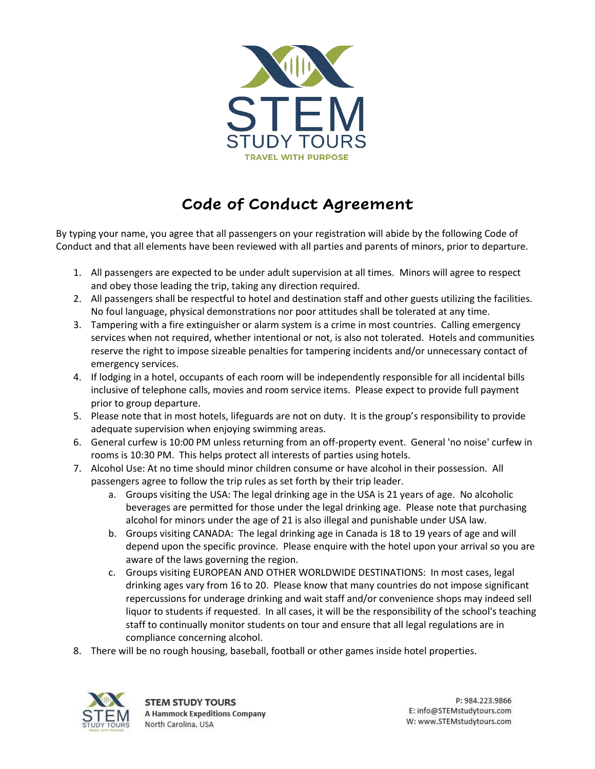# Code of Conduct Agreement

By typing your name, you agree that all passengers on your registration will abide by the following Code of Conduct and that all elements have been reviewed with all parties and parents of minors, prior to departure.

1. All passengers are expected to be under adult supervision at all times. Minors will agree to respect and obey those leading the trip, taking any direction required.
2. All passengers shall be respectful to hotel and destination staff and other guests utilizing the facilities. No foul language, physical demonstrations nor poor attitudes shall be tolerated at any time.
3. Tampering with a fire extinguisher or alarm system is a crime in most countries. Calling emergency services when not required, whether intentional or not, is also not tolerated. Hotels and communities reserve the right to impose sizeable penalties for tampering incidents and/or unnecessary contact of emergency services.
4. If lodging in a hotel, occupants of each room will be independently responsible for all incidental bills inclusive of telephone calls, movies and room service items. Please expect to provide full payment prior to group departure.
5. Please note that in most hotels, lifeguards are not on duty. It is the group's responsibility to provide adequate supervision when enjoying swimming areas.
6. General curfew is 10:00 PM unless returning from an off-property event. General 'no noise' curfew in rooms is 10:30 PM. This helps protect all interests of parties using hotels.
7. Alcohol Use: At no time should minor children consume or have alcohol in their possession. All passengers agree to follow the trip rules as set forth by their trip leader.
   a. Groups visiting the USA: The legal drinking age in the USA is 21 years of age. No alcoholic beverages are permitted for those under the legal drinking age. Please note that purchasing alcohol for minors under the age of 21 is also illegal and punishable under USA law.
   b. Groups visiting CANADA: The legal drinking age in Canada is 18 to 19 years of age and will depend upon the specific province. Please enquire with the hotel upon your arrival so you are aware of the laws governing the region.
   c. Groups visiting EUROPEAN AND OTHER WORLDWIDE DESTINATIONS: In most cases, legal drinking ages vary from 16 to 20. Please know that many countries do not impose significant repercussions for underage drinking and wait staff and/or convenience shops may indeed sell liquor to students if requested. In all cases, it will be the responsibility of the school's teaching staff to continually monitor students on tour and ensure that all legal regulations are in compliance concerning alcohol.
8. There will be no rough housing, baseball, football or other games inside hotel properties.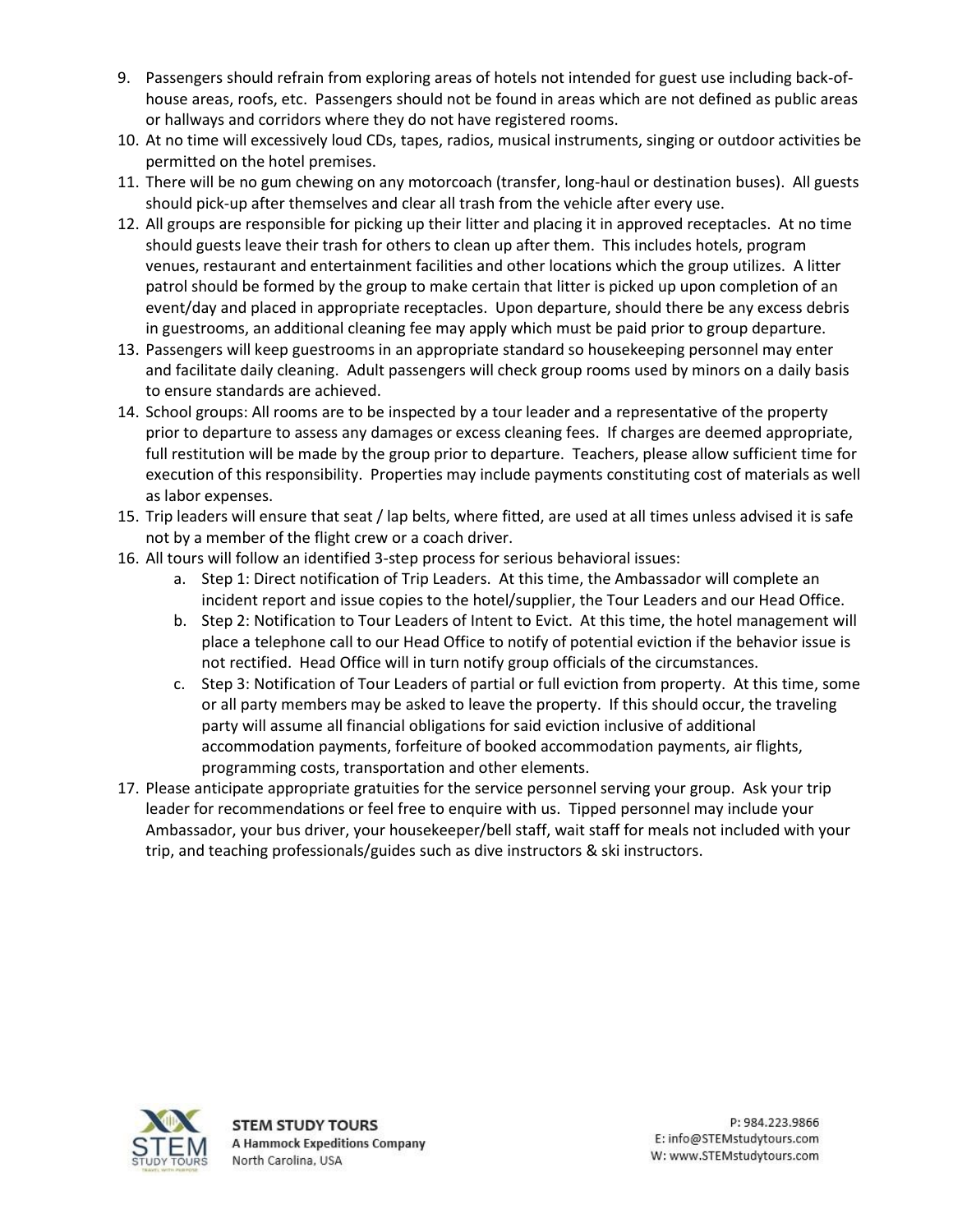9. Passengers should refrain from exploring areas of hotels not intended for guest use including back-of-house areas, roofs, etc. Passengers should not be found in areas which are not defined as public areas or hallways and corridors where they do not have registered rooms.
10. At no time will excessively loud CDs, tapes, radios, musical instruments, singing or outdoor activities be permitted on the hotel premises.
11. There will be no gum chewing on any motorcoach (transfer, long-haul or destination buses). All guests should pick-up after themselves and clear all trash from the vehicle after every use.
12. All groups are responsible for picking up their litter and placing it in approved receptacles. At no time should guests leave their trash for others to clean up after them. This includes hotels, program venues, restaurant and entertainment facilities and other locations which the group utilizes. A litter patrol should be formed by the group to make certain that litter is picked up upon completion of an event/day and placed in appropriate receptacles. Upon departure, should there be any excess debris in guestrooms, an additional cleaning fee may apply which must be paid prior to group departure.
13. Passengers will keep guestrooms in an appropriate standard so housekeeping personnel may enter and facilitate daily cleaning. Adult passengers will check group rooms used by minors on a daily basis to ensure standards are achieved.
14. School groups: All rooms are to be inspected by a tour leader and a representative of the property prior to departure to assess any damages or excess cleaning fees. If charges are deemed appropriate, full restitution will be made by the group prior to departure. Teachers, please allow sufficient time for execution of this responsibility. Properties may include payments constituting cost of materials as well as labor expenses.
15. Trip leaders will ensure that seat / lap belts, where fitted, are used at all times unless advised it is safe not by a member of the flight crew or a coach driver.
16. All tours will follow an identified 3-step process for serious behavioral issues:
    a. Step 1: Direct notification of Trip Leaders. At this time, the Ambassador will complete an incident report and issue copies to the hotel/supplier, the Tour Leaders and our Head Office.
    b. Step 2: Notification to Tour Leaders of Intent to Evict. At this time, the hotel management will place a telephone call to our Head Office to notify of potential eviction if the behavior issue is not rectified. Head Office will in turn notify group officials of the circumstances.
    c. Step 3: Notification of Tour Leaders of partial or full eviction from property. At this time, some or all party members may be asked to leave the property. If this should occur, the traveling party will assume all financial obligations for said eviction inclusive of additional accommodation payments, forfeiture of booked accommodation payments, air flights, programming costs, transportation and other elements.
17. Please anticipate appropriate gratuities for the service personnel serving your group. Ask your trip leader for recommendations or feel free to enquire with us. Tipped personnel may include your Ambassador, your bus driver, your housekeeper/bell staff, wait staff for meals not included with your trip, and teaching professionals/guides such as dive instructors & ski instructors.

**STEM STUDY TOURS**
**A Hammock Expeditions Company**
North Carolina, USA

P: 984.223.9866
E: info@STEMstudytours.com
W: www.STEMstudytours.com